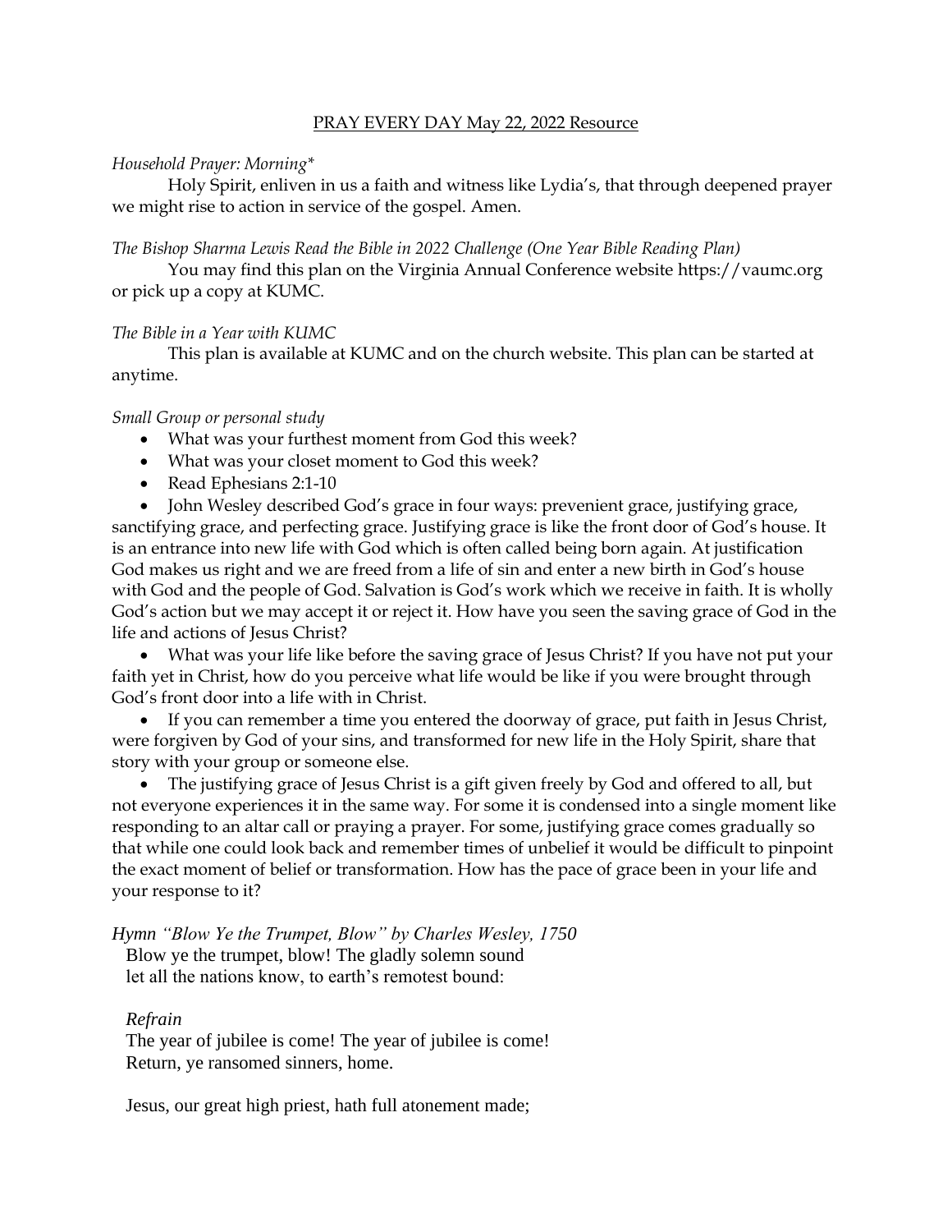<u>PRAY EVERY DAY May 22, 2022 Resource</u>

*Household Prayer: Morning**

Holy Spirit, enliven in us a faith and witness like Lydia's, that through deepened prayer we might rise to action in service of the gospel. Amen.

*The Bishop Sharma Lewis Read the Bible in 2022 Challenge (One Year Bible Reading Plan)*

You may find this plan on the Virginia Annual Conference website https://vaumc.org or pick up a copy at KUMC.

*The Bible in a Year with KUMC*

This plan is available at KUMC and on the church website. This plan can be started at anytime.

*Small Group or personal study*

- What was your furthest moment from God this week?
- What was your closet moment to God this week?
- Read Ephesians 2:1-10
- John Wesley described God's grace in four ways: prevenient grace, justifying grace, sanctifying grace, and perfecting grace. Justifying grace is like the front door of God's house. It is an entrance into new life with God which is often called being born again. At justification God makes us right and we are freed from a life of sin and enter a new birth in God's house with God and the people of God. Salvation is God's work which we receive in faith. It is wholly God's action but we may accept it or reject it. How have you seen the saving grace of God in the life and actions of Jesus Christ?
- What was your life like before the saving grace of Jesus Christ? If you have not put your faith yet in Christ, how do you perceive what life would be like if you were brought through God's front door into a life with in Christ.
- If you can remember a time you entered the doorway of grace, put faith in Jesus Christ, were forgiven by God of your sins, and transformed for new life in the Holy Spirit, share that story with your group or someone else.
- The justifying grace of Jesus Christ is a gift given freely by God and offered to all, but not everyone experiences it in the same way. For some it is condensed into a single moment like responding to an altar call or praying a prayer. For some, justifying grace comes gradually so that while one could look back and remember times of unbelief it would be difficult to pinpoint the exact moment of belief or transformation. How has the pace of grace been in your life and your response to it?

*Hymn "Blow Ye the Trumpet, Blow" by Charles Wesley, 1750*

Blow ye the trumpet, blow! The gladly solemn sound
let all the nations know, to earth's remotest bound:

*Refrain*

The year of jubilee is come! The year of jubilee is come!
Return, ye ransomed sinners, home.

Jesus, our great high priest, hath full atonement made;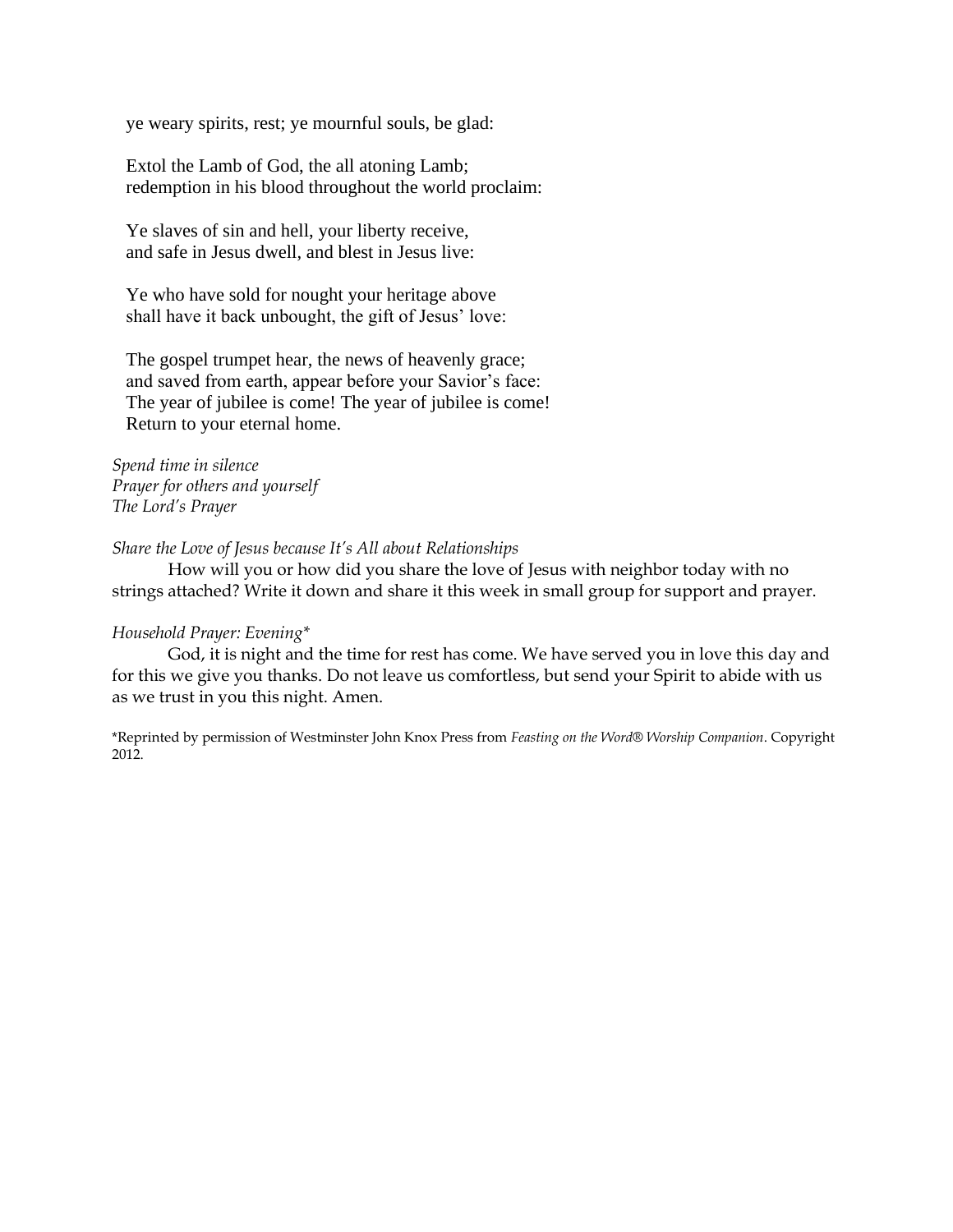ye weary spirits, rest; ye mournful souls, be glad:

Extol the Lamb of God, the all atoning Lamb;
redemption in his blood throughout the world proclaim:

Ye slaves of sin and hell, your liberty receive,
and safe in Jesus dwell, and blest in Jesus live:

Ye who have sold for nought your heritage above
shall have it back unbought, the gift of Jesus' love:

The gospel trumpet hear, the news of heavenly grace;
and saved from earth, appear before your Savior's face:
The year of jubilee is come! The year of jubilee is come!
Return to your eternal home.

*Spend time in silence*
*Prayer for others and yourself*
*The Lord's Prayer*

*Share the Love of Jesus because It's All about Relationships*

How will you or how did you share the love of Jesus with neighbor today with no strings attached? Write it down and share it this week in small group for support and prayer.

*Household Prayer: Evening**

God, it is night and the time for rest has come. We have served you in love this day and for this we give you thanks. Do not leave us comfortless, but send your Spirit to abide with us as we trust in you this night. Amen.

*Reprinted by permission of Westminster John Knox Press from *Feasting on the Word® Worship Companion*. Copyright 2012.